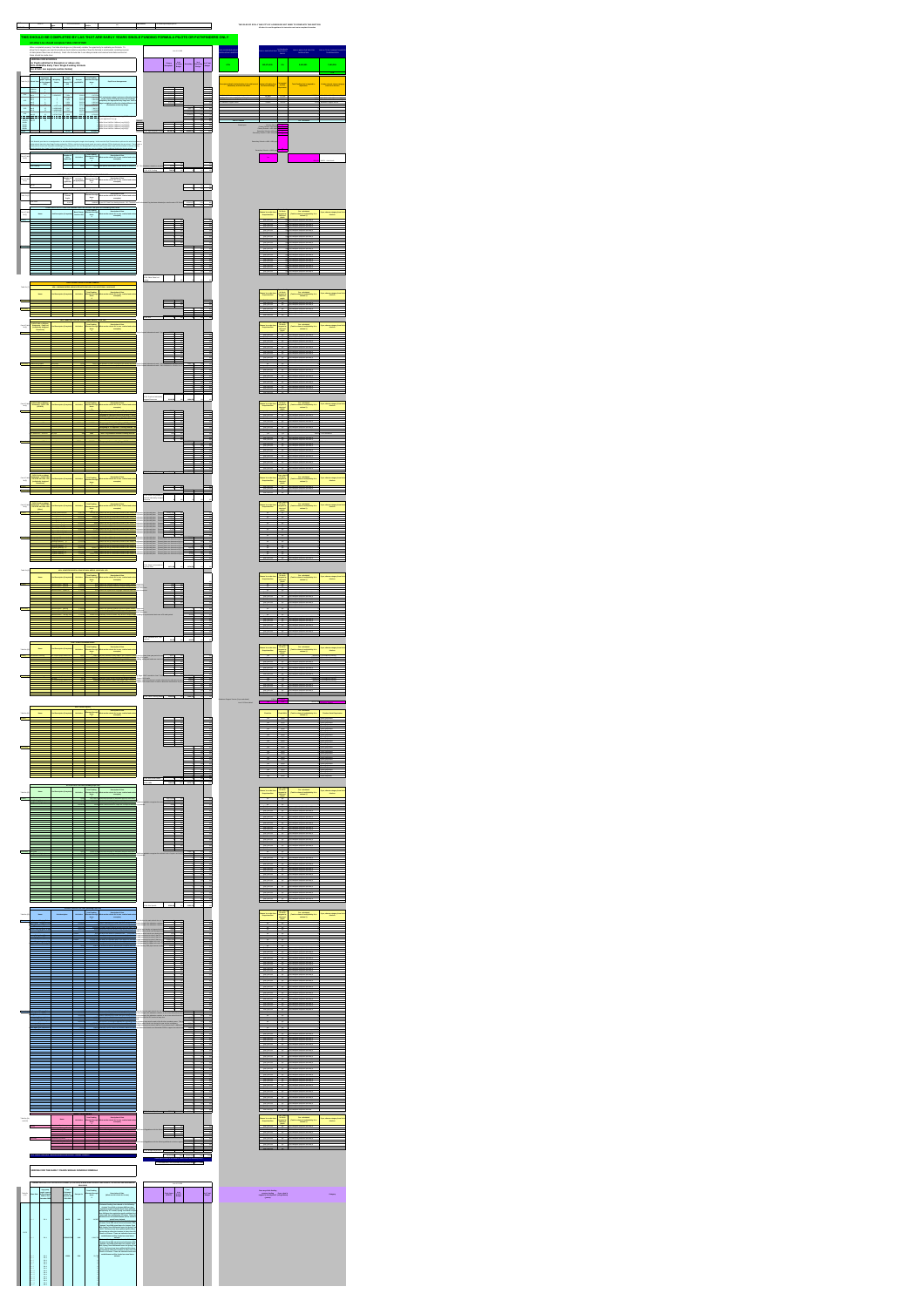## THIS SHOULD BE COMPLETED BY LAS THAT ARE EARLY YEARS SINGLE FUNDING FORMULA PILOTS OR PATHFINDERS ONLY